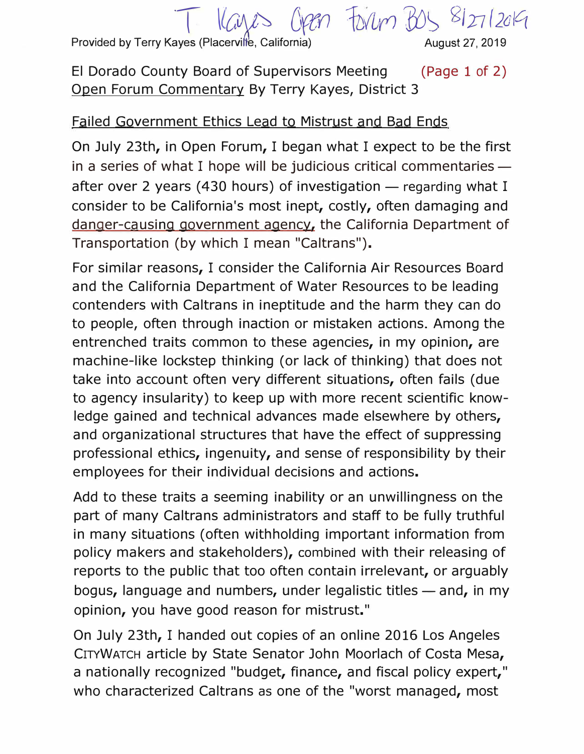T Kayes Open Forum BOS 8/27/2019

Provided by Terry Kayes (Placerville, California) August 27, 2019

El Dorado County Board of Supervisors Meeting (Page 1 of 2)
Open Forum Commentary By Terry Kayes, District 3

Failed Government Ethics Lead to Mistrust and Bad Ends

On July 23th, in Open Forum, I began what I expect to be the first in a series of what I hope will be judicious critical commentaries — after over 2 years (430 hours) of investigation — regarding what I consider to be California's most inept, costly, often damaging and danger-causing government agency, the California Department of Transportation (by which I mean "Caltrans").

For similar reasons, I consider the California Air Resources Board and the California Department of Water Resources to be leading contenders with Caltrans in ineptitude and the harm they can do to people, often through inaction or mistaken actions. Among the entrenched traits common to these agencies, in my opinion, are machine-like lockstep thinking (or lack of thinking) that does not take into account often very different situations, often fails (due to agency insularity) to keep up with more recent scientific knowledge gained and technical advances made elsewhere by others, and organizational structures that have the effect of suppressing professional ethics, ingenuity, and sense of responsibility by their employees for their individual decisions and actions.

Add to these traits a seeming inability or an unwillingness on the part of many Caltrans administrators and staff to be fully truthful in many situations (often withholding important information from policy makers and stakeholders), combined with their releasing of reports to the public that too often contain irrelevant, or arguably bogus, language and numbers, under legalistic titles — and, in my opinion, you have good reason for mistrust."

On July 23th, I handed out copies of an online 2016 Los Angeles CITYWATCH article by State Senator John Moorlach of Costa Mesa, a nationally recognized "budget, finance, and fiscal policy expert," who characterized Caltrans as one of the "worst managed, most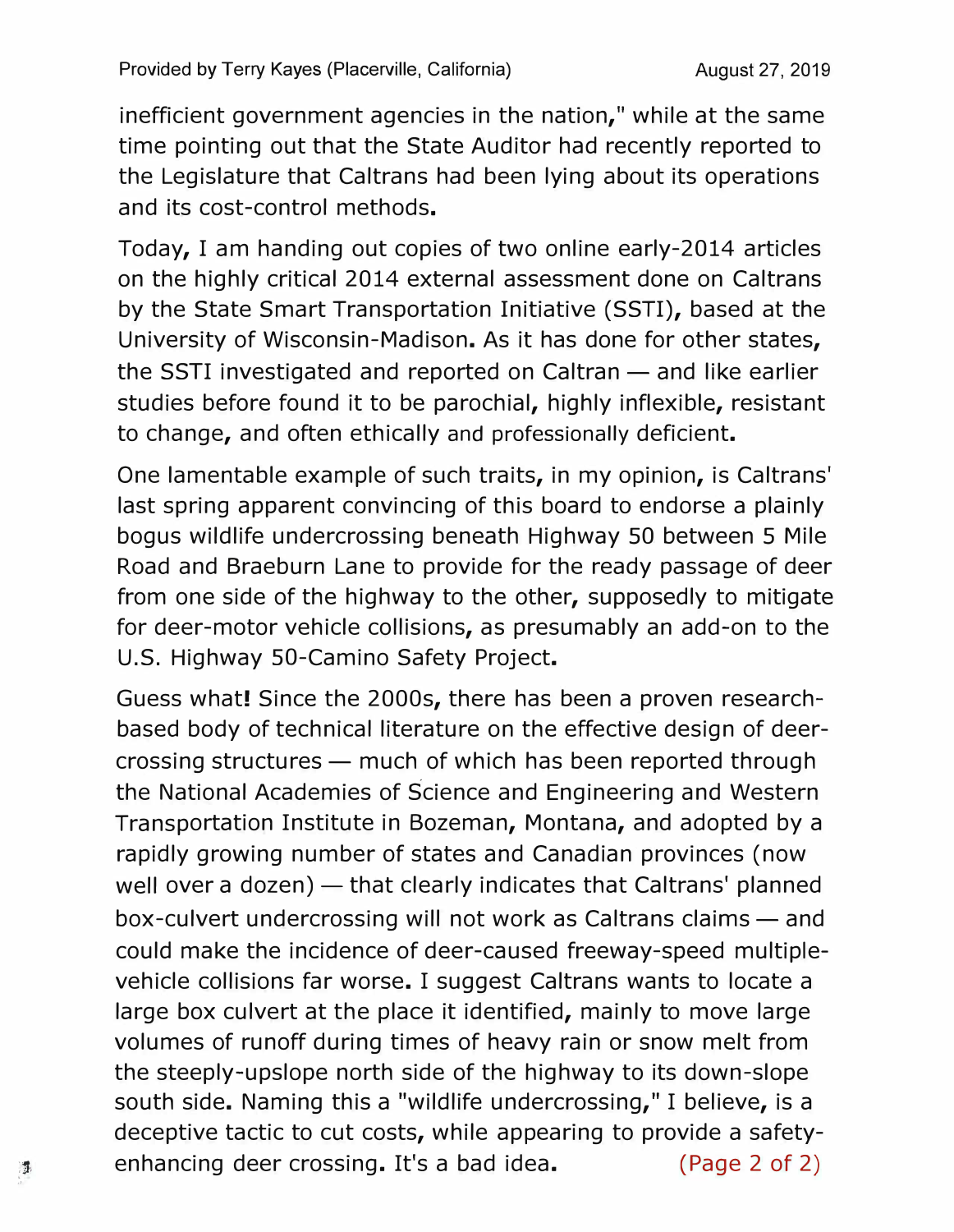inefficient government agencies in the nation," while at the same time pointing out that the State Auditor had recently reported to the Legislature that Caltrans had been lying about its operations and its cost-control methods.

Today, I am handing out copies of two online early-2014 articles on the highly critical 2014 external assessment done on Caltrans by the State Smart Transportation Initiative (SSTI), based at the University of Wisconsin-Madison. As it has done for other states, the SSTI investigated and reported on Caltran — and like earlier studies before found it to be parochial, highly inflexible, resistant to change, and often ethically and professionally deficient.

One lamentable example of such traits, in my opinion, is Caltrans' last spring apparent convincing of this board to endorse a plainly bogus wildlife undercrossing beneath Highway 50 between 5 Mile Road and Braeburn Lane to provide for the ready passage of deer from one side of the highway to the other, supposedly to mitigate for deer-motor vehicle collisions, as presumably an add-on to the U.S. Highway 50-Camino Safety Project.

Guess what! Since the 2000s, there has been a proven research-based body of technical literature on the effective design of deer-crossing structures — much of which has been reported through the National Academies of Science and Engineering and Western Transportation Institute in Bozeman, Montana, and adopted by a rapidly growing number of states and Canadian provinces (now well over a dozen) — that clearly indicates that Caltrans' planned box-culvert undercrossing will not work as Caltrans claims — and could make the incidence of deer-caused freeway-speed multiple-vehicle collisions far worse. I suggest Caltrans wants to locate a large box culvert at the place it identified, mainly to move large volumes of runoff during times of heavy rain or snow melt from the steeply-upslope north side of the highway to its down-slope south side. Naming this a "wildlife undercrossing," I believe, is a deceptive tactic to cut costs, while appearing to provide a safety-enhancing deer crossing. It's a bad idea.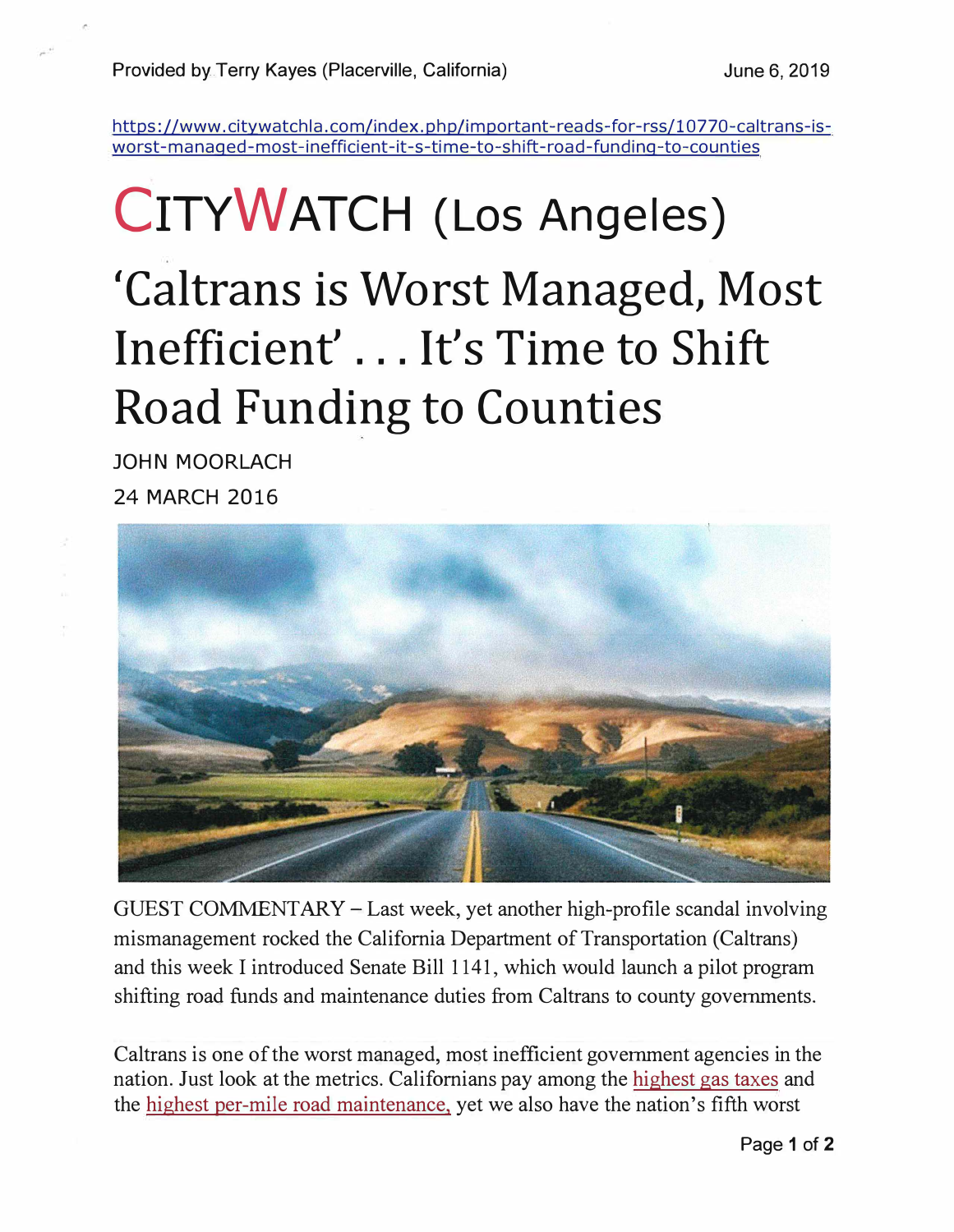Provided by Terry Kayes (Placerville, California) June 6, 2019

https://www.citywatchla.com/index.php/important-reads-for-rss/10770-caltrans-is-worst-managed-most-inefficient-it-s-time-to-shift-road-funding-to-counties

# CITYWATCH (Los Angeles)

# 'Caltrans is Worst Managed, Most Inefficient' . . . It's Time to Shift Road Funding to Counties

JOHN MOORLACH

24 MARCH 2016

GUEST COMMENTARY – Last week, yet another high-profile scandal involving mismanagement rocked the California Department of Transportation (Caltrans) and this week I introduced Senate Bill 1141, which would launch a pilot program shifting road funds and maintenance duties from Caltrans to county governments.

Caltrans is one of the worst managed, most inefficient government agencies in the nation. Just look at the metrics. Californians pay among the highest gas taxes and the highest per-mile road maintenance, yet we also have the nation's fifth worst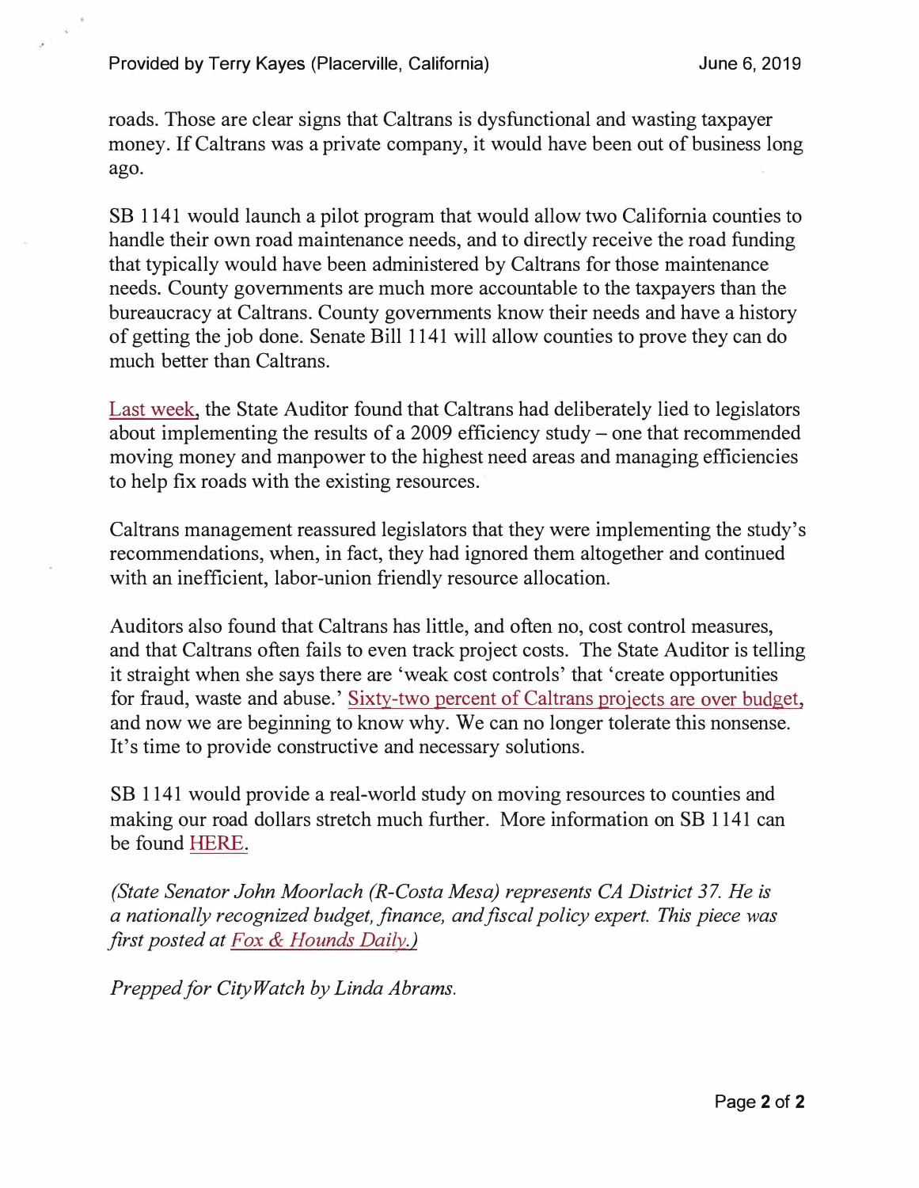roads. Those are clear signs that Caltrans is dysfunctional and wasting taxpayer money. If Caltrans was a private company, it would have been out of business long ago.

SB 1141 would launch a pilot program that would allow two California counties to handle their own road maintenance needs, and to directly receive the road funding that typically would have been administered by Caltrans for those maintenance needs. County governments are much more accountable to the taxpayers than the bureaucracy at Caltrans. County governments know their needs and have a history of getting the job done. Senate Bill 1141 will allow counties to prove they can do much better than Caltrans.

Last week, the State Auditor found that Caltrans had deliberately lied to legislators about implementing the results of a 2009 efficiency study – one that recommended moving money and manpower to the highest need areas and managing efficiencies to help fix roads with the existing resources.

Caltrans management reassured legislators that they were implementing the study's recommendations, when, in fact, they had ignored them altogether and continued with an inefficient, labor-union friendly resource allocation.

Auditors also found that Caltrans has little, and often no, cost control measures, and that Caltrans often fails to even track project costs. The State Auditor is telling it straight when she says there are 'weak cost controls' that 'create opportunities for fraud, waste and abuse.' Sixty-two percent of Caltrans projects are over budget, and now we are beginning to know why. We can no longer tolerate this nonsense. It's time to provide constructive and necessary solutions.

SB 1141 would provide a real-world study on moving resources to counties and making our road dollars stretch much further. More information on SB 1141 can be found HERE.

*(State Senator John Moorlach (R-Costa Mesa) represents CA District 37. He is a nationally recognized budget, finance, and fiscal policy expert. This piece was first posted at Fox & Hounds Daily.)*

*Prepped for CityWatch by Linda Abrams.*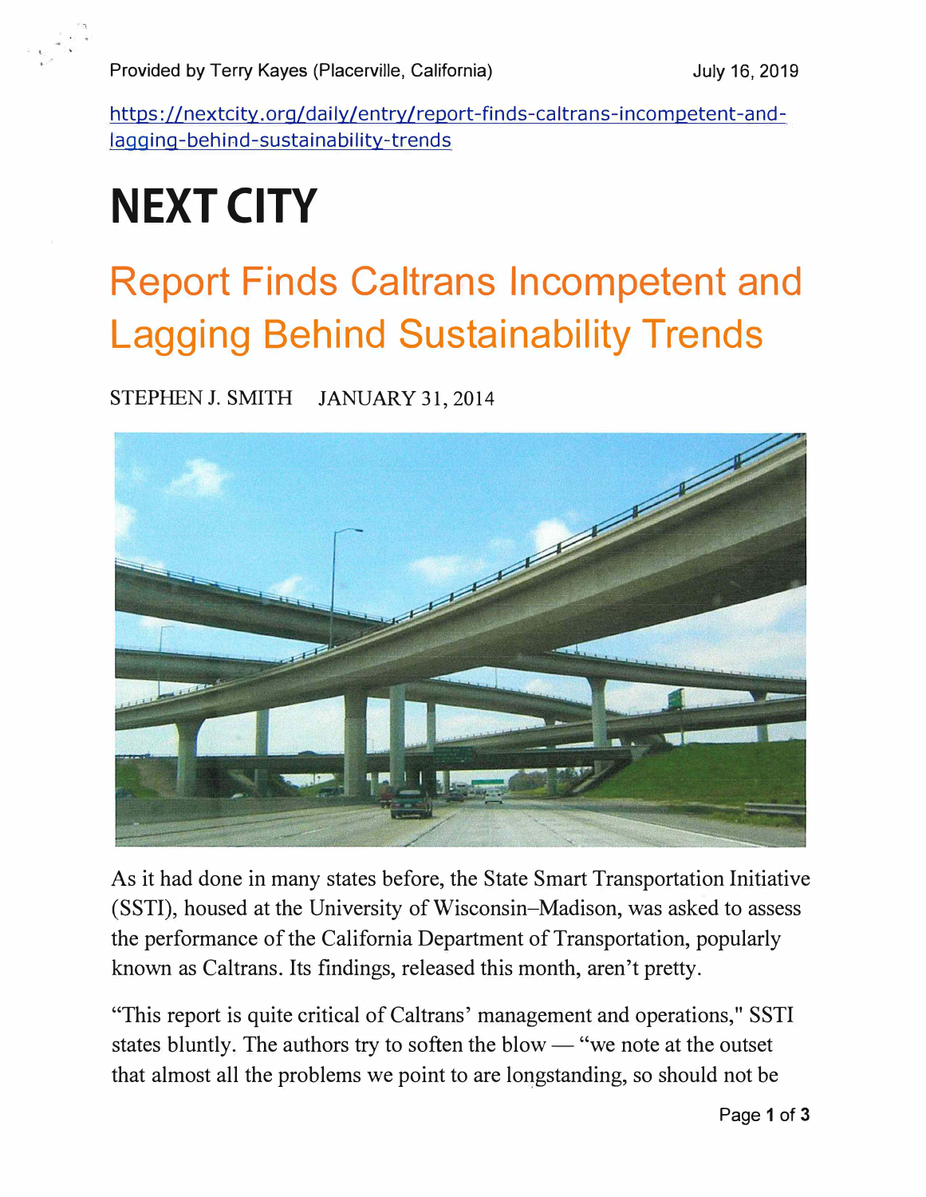Provided by Terry Kayes (Placerville, California) July 16, 2019

https://nextcity.org/daily/entry/report-finds-caltrans-incompetent-and-lagging-behind-sustainability-trends

# NEXT CITY

## Report Finds Caltrans Incompetent and Lagging Behind Sustainability Trends

STEPHEN J. SMITH JANUARY 31, 2014

As it had done in many states before, the State Smart Transportation Initiative (SSTI), housed at the University of Wisconsin–Madison, was asked to assess the performance of the California Department of Transportation, popularly known as Caltrans. Its findings, released this month, aren't pretty.

"This report is quite critical of Caltrans' management and operations," SSTI states bluntly. The authors try to soften the blow — "we note at the outset that almost all the problems we point to are longstanding, so should not be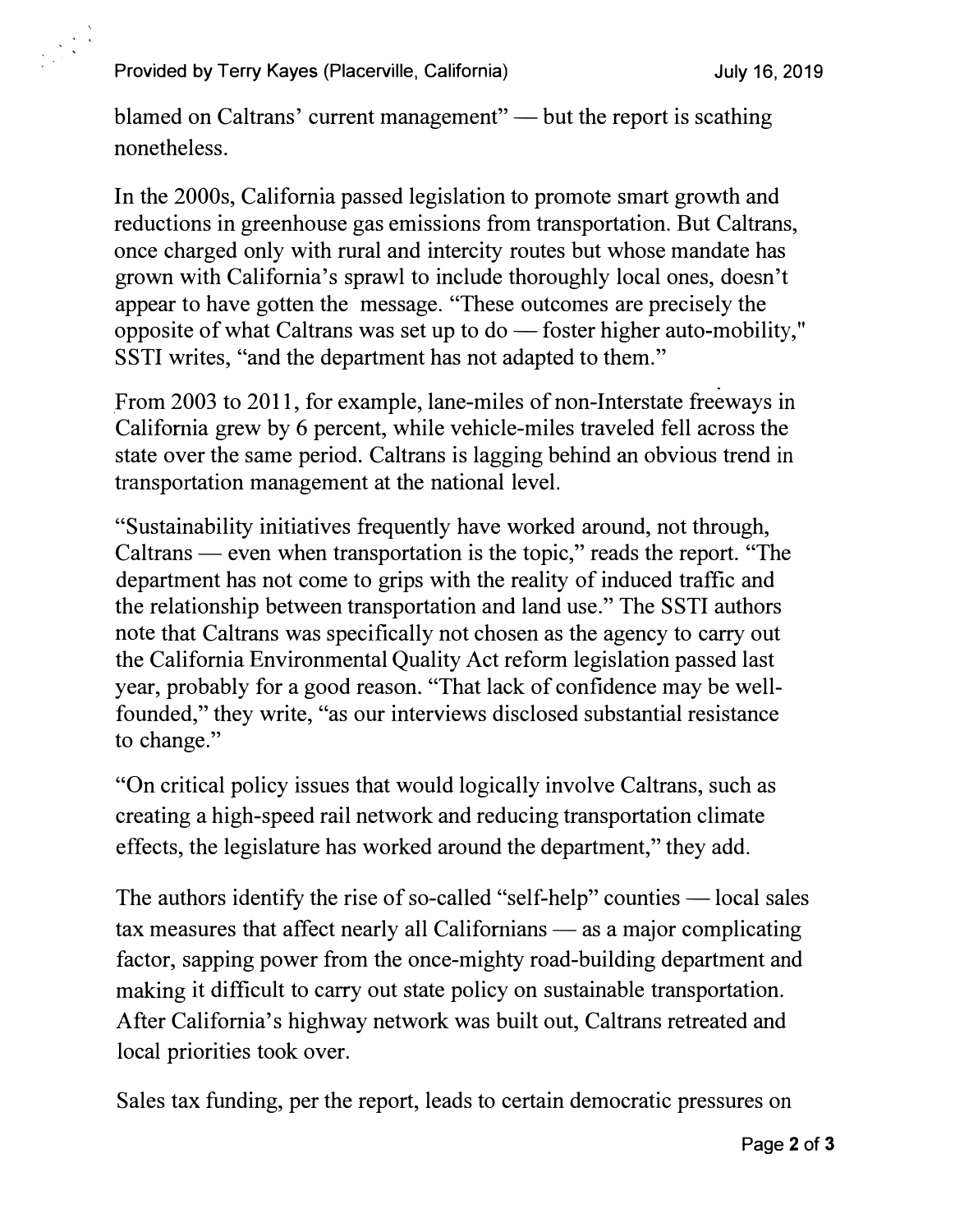blamed on Caltrans' current management" — but the report is scathing nonetheless.

In the 2000s, California passed legislation to promote smart growth and reductions in greenhouse gas emissions from transportation. But Caltrans, once charged only with rural and intercity routes but whose mandate has grown with California's sprawl to include thoroughly local ones, doesn't appear to have gotten the message. "These outcomes are precisely the opposite of what Caltrans was set up to do — foster higher auto-mobility," SSTI writes, "and the department has not adapted to them."

From 2003 to 2011, for example, lane-miles of non-Interstate freeways in California grew by 6 percent, while vehicle-miles traveled fell across the state over the same period. Caltrans is lagging behind an obvious trend in transportation management at the national level.

"Sustainability initiatives frequently have worked around, not through, Caltrans — even when transportation is the topic," reads the report. "The department has not come to grips with the reality of induced traffic and the relationship between transportation and land use." The SSTI authors note that Caltrans was specifically not chosen as the agency to carry out the California Environmental Quality Act reform legislation passed last year, probably for a good reason. "That lack of confidence may be well-founded," they write, "as our interviews disclosed substantial resistance to change."

"On critical policy issues that would logically involve Caltrans, such as creating a high-speed rail network and reducing transportation climate effects, the legislature has worked around the department," they add.

The authors identify the rise of so-called "self-help" counties — local sales tax measures that affect nearly all Californians — as a major complicating factor, sapping power from the once-mighty road-building department and making it difficult to carry out state policy on sustainable transportation. After California's highway network was built out, Caltrans retreated and local priorities took over.

Sales tax funding, per the report, leads to certain democratic pressures on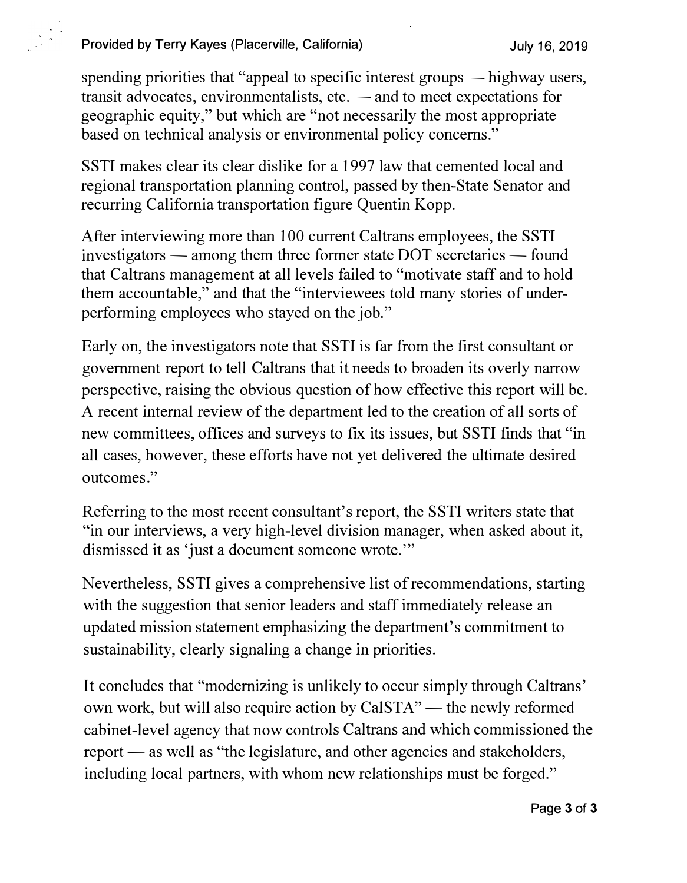spending priorities that "appeal to specific interest groups — highway users, transit advocates, environmentalists, etc. — and to meet expectations for geographic equity," but which are "not necessarily the most appropriate based on technical analysis or environmental policy concerns."

SSTI makes clear its clear dislike for a 1997 law that cemented local and regional transportation planning control, passed by then-State Senator and recurring California transportation figure Quentin Kopp.

After interviewing more than 100 current Caltrans employees, the SSTI investigators — among them three former state DOT secretaries — found that Caltrans management at all levels failed to "motivate staff and to hold them accountable," and that the "interviewees told many stories of under-performing employees who stayed on the job."

Early on, the investigators note that SSTI is far from the first consultant or government report to tell Caltrans that it needs to broaden its overly narrow perspective, raising the obvious question of how effective this report will be. A recent internal review of the department led to the creation of all sorts of new committees, offices and surveys to fix its issues, but SSTI finds that "in all cases, however, these efforts have not yet delivered the ultimate desired outcomes."

Referring to the most recent consultant's report, the SSTI writers state that "in our interviews, a very high-level division manager, when asked about it, dismissed it as 'just a document someone wrote.'"

Nevertheless, SSTI gives a comprehensive list of recommendations, starting with the suggestion that senior leaders and staff immediately release an updated mission statement emphasizing the department's commitment to sustainability, clearly signaling a change in priorities.

It concludes that "modernizing is unlikely to occur simply through Caltrans' own work, but will also require action by CalSTA" — the newly reformed cabinet-level agency that now controls Caltrans and which commissioned the report — as well as "the legislature, and other agencies and stakeholders, including local partners, with whom new relationships must be forged."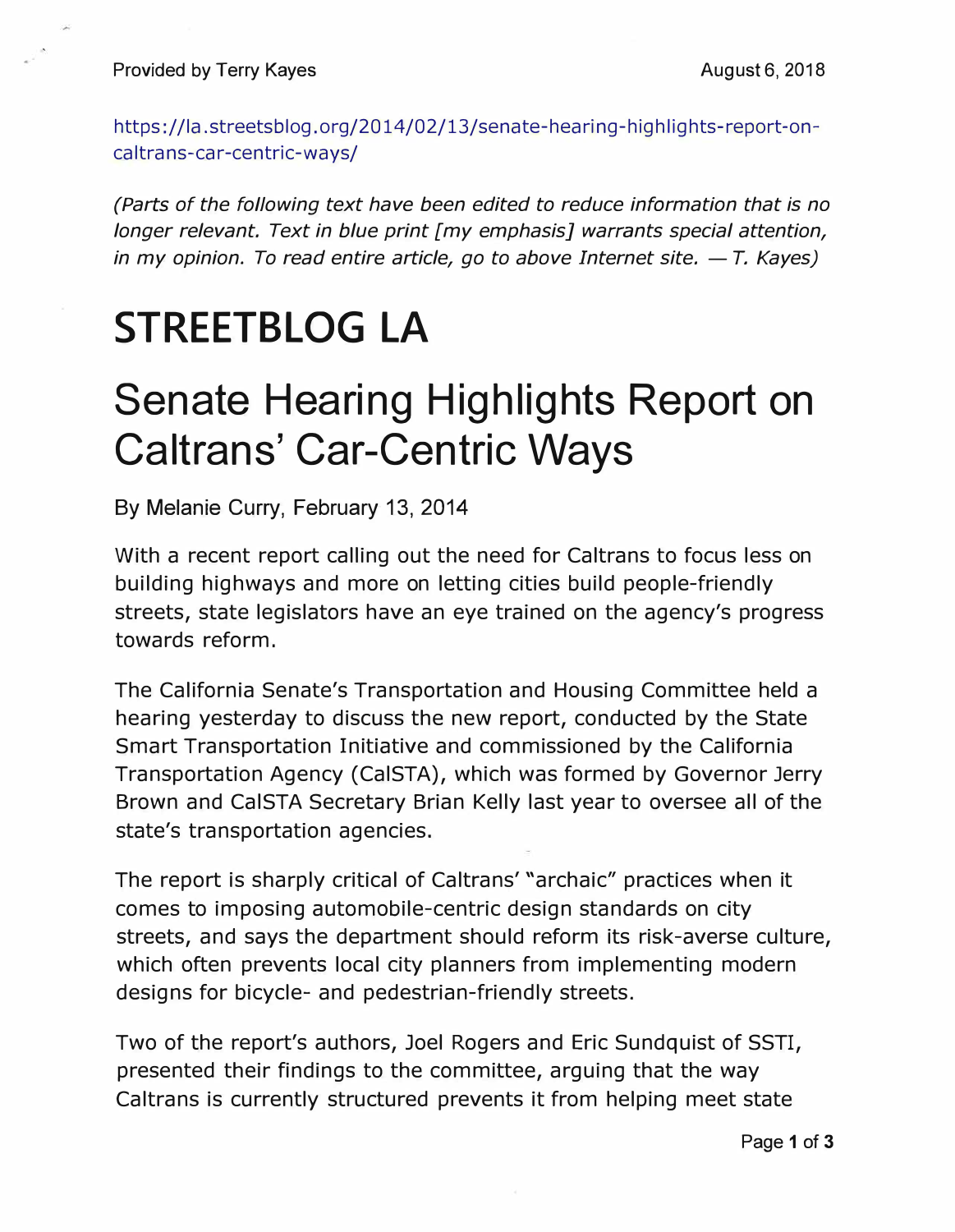Provided by Terry Kayes August 6, 2018

https://la.streetsblog.org/2014/02/13/senate-hearing-highlights-report-on-caltrans-car-centric-ways/

*(Parts of the following text have been edited to reduce information that is no longer relevant. Text in blue print [my emphasis] warrants special attention, in my opinion. To read entire article, go to above Internet site. — T. Kayes)*

# STREETBLOG LA

# Senate Hearing Highlights Report on Caltrans' Car-Centric Ways

By Melanie Curry, February 13, 2014

With a recent report calling out the need for Caltrans to focus less on building highways and more on letting cities build people-friendly streets, state legislators have an eye trained on the agency's progress towards reform.

The California Senate's Transportation and Housing Committee held a hearing yesterday to discuss the new report, conducted by the State Smart Transportation Initiative and commissioned by the California Transportation Agency (CalSTA), which was formed by Governor Jerry Brown and CalSTA Secretary Brian Kelly last year to oversee all of the state's transportation agencies.

The report is sharply critical of Caltrans' "archaic" practices when it comes to imposing automobile-centric design standards on city streets, and says the department should reform its risk-averse culture, which often prevents local city planners from implementing modern designs for bicycle- and pedestrian-friendly streets.

Two of the report's authors, Joel Rogers and Eric Sundquist of SSTI, presented their findings to the committee, arguing that the way Caltrans is currently structured prevents it from helping meet state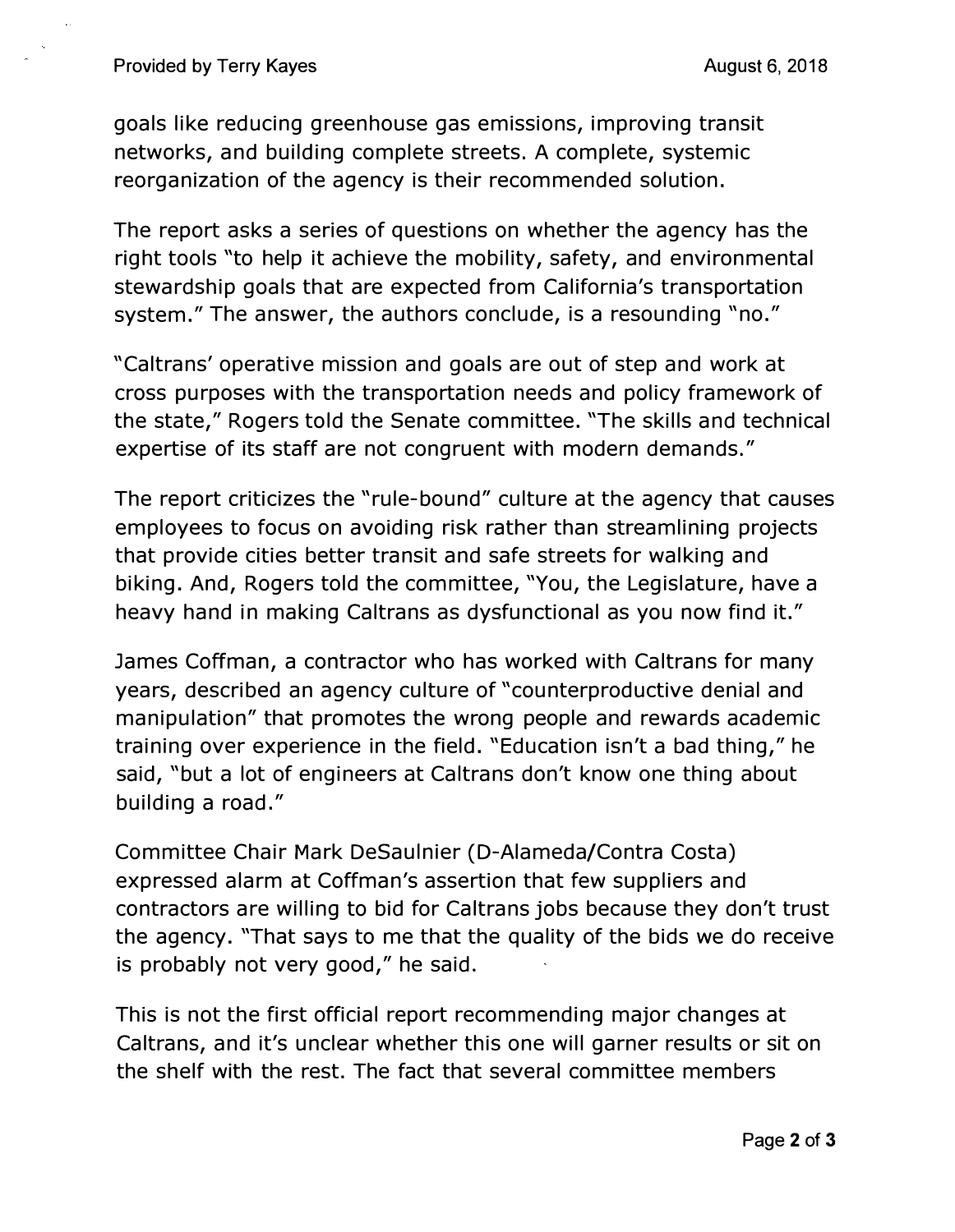goals like reducing greenhouse gas emissions, improving transit networks, and building complete streets. A complete, systemic reorganization of the agency is their recommended solution.

The report asks a series of questions on whether the agency has the right tools "to help it achieve the mobility, safety, and environmental stewardship goals that are expected from California's transportation system." The answer, the authors conclude, is a resounding "no."

"Caltrans' operative mission and goals are out of step and work at cross purposes with the transportation needs and policy framework of the state," Rogers told the Senate committee. "The skills and technical expertise of its staff are not congruent with modern demands."

The report criticizes the "rule-bound" culture at the agency that causes employees to focus on avoiding risk rather than streamlining projects that provide cities better transit and safe streets for walking and biking. And, Rogers told the committee, "You, the Legislature, have a heavy hand in making Caltrans as dysfunctional as you now find it."

James Coffman, a contractor who has worked with Caltrans for many years, described an agency culture of "counterproductive denial and manipulation" that promotes the wrong people and rewards academic training over experience in the field. "Education isn't a bad thing," he said, "but a lot of engineers at Caltrans don't know one thing about building a road."

Committee Chair Mark DeSaulnier (D-Alameda/Contra Costa) expressed alarm at Coffman's assertion that few suppliers and contractors are willing to bid for Caltrans jobs because they don't trust the agency. "That says to me that the quality of the bids we do receive is probably not very good," he said.

This is not the first official report recommending major changes at Caltrans, and it's unclear whether this one will garner results or sit on the shelf with the rest. The fact that several committee members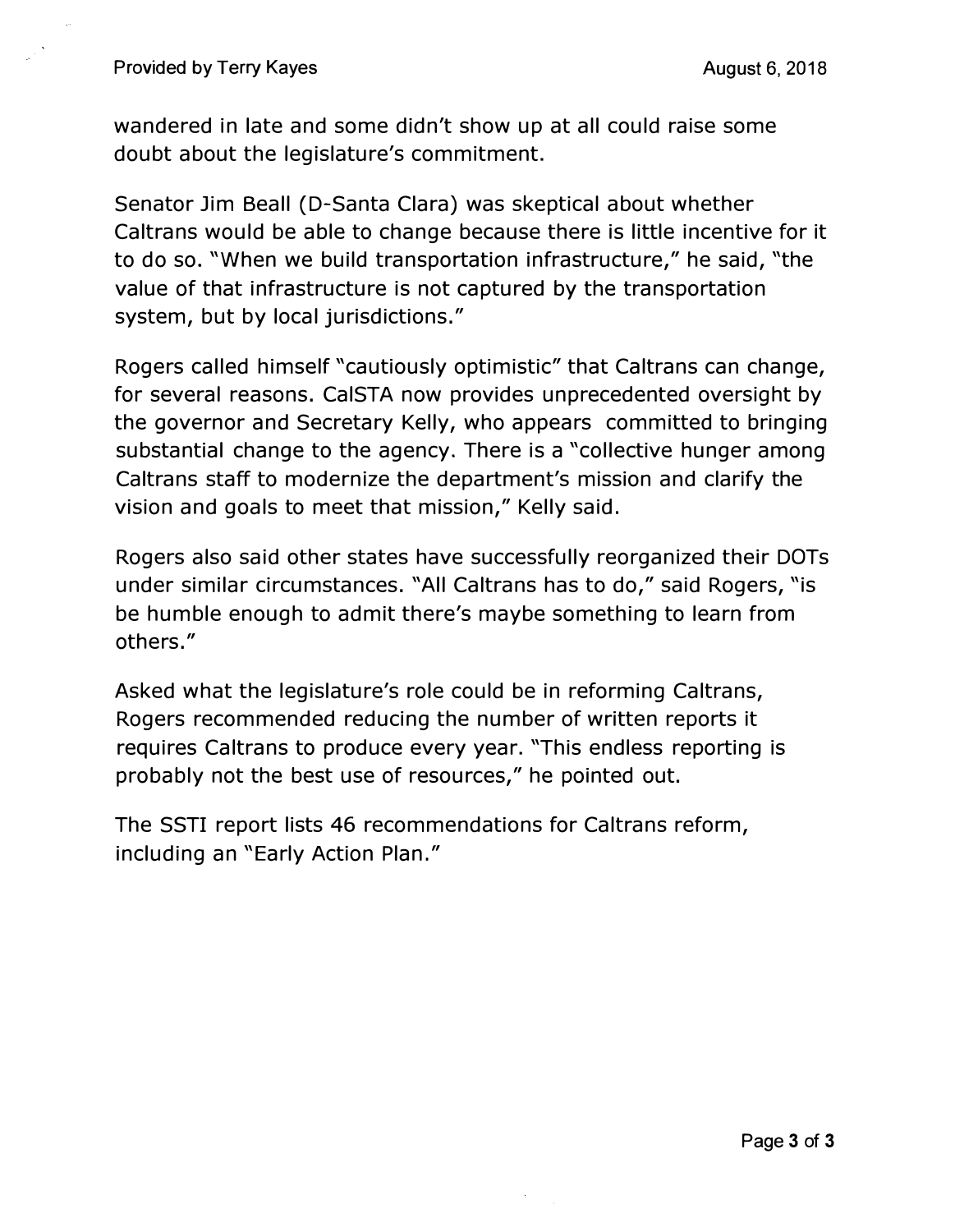wandered in late and some didn't show up at all could raise some doubt about the legislature's commitment.

Senator Jim Beall (D-Santa Clara) was skeptical about whether Caltrans would be able to change because there is little incentive for it to do so. "When we build transportation infrastructure," he said, "the value of that infrastructure is not captured by the transportation system, but by local jurisdictions."

Rogers called himself "cautiously optimistic" that Caltrans can change, for several reasons. CalSTA now provides unprecedented oversight by the governor and Secretary Kelly, who appears committed to bringing substantial change to the agency. There is a "collective hunger among Caltrans staff to modernize the department's mission and clarify the vision and goals to meet that mission," Kelly said.

Rogers also said other states have successfully reorganized their DOTs under similar circumstances. "All Caltrans has to do," said Rogers, "is be humble enough to admit there's maybe something to learn from others."

Asked what the legislature's role could be in reforming Caltrans, Rogers recommended reducing the number of written reports it requires Caltrans to produce every year. "This endless reporting is probably not the best use of resources," he pointed out.

The SSTI report lists 46 recommendations for Caltrans reform, including an "Early Action Plan."